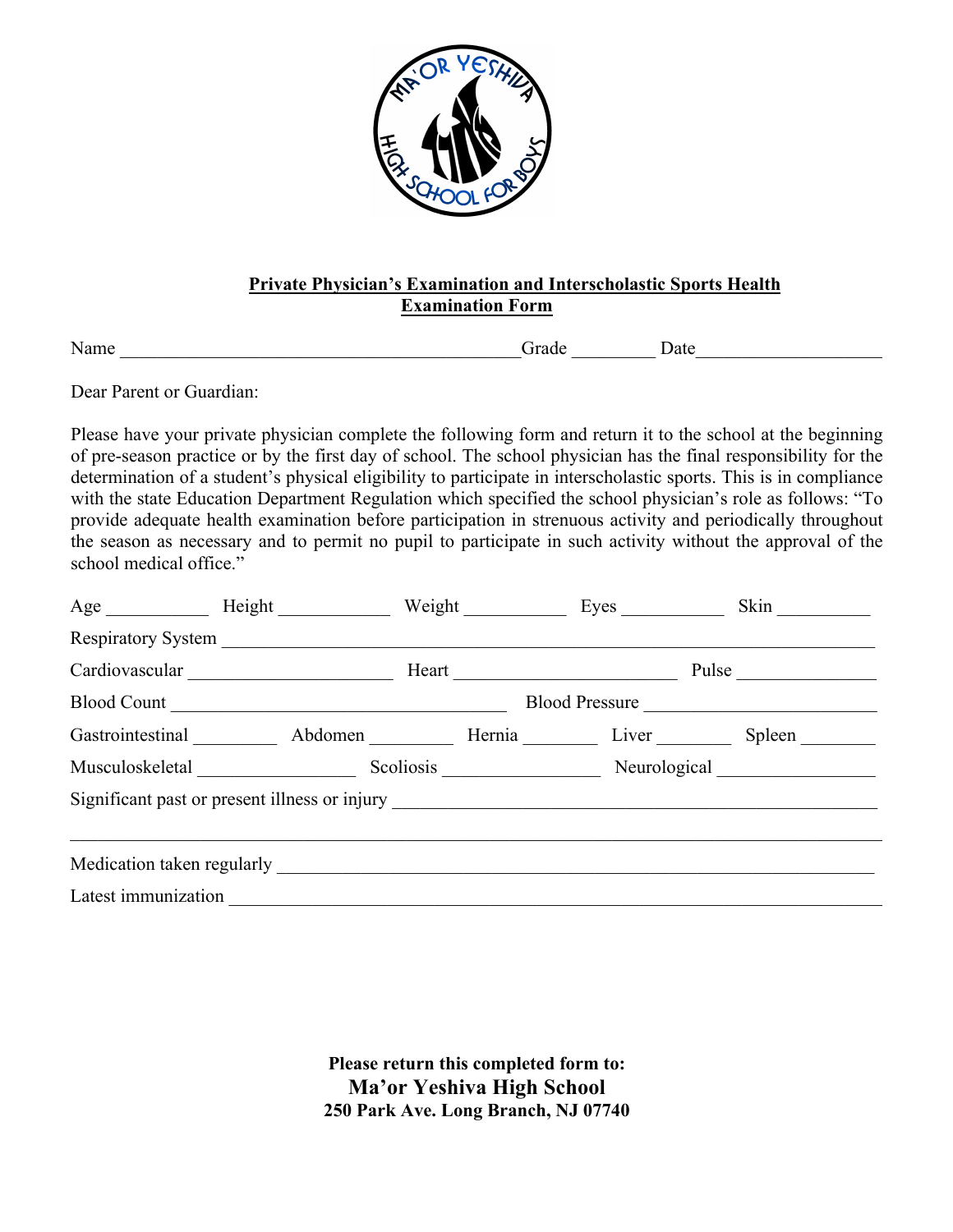**Private Physician's Examination and Interscholastic Sports Health Examination Form**

Name ___________________________________________ Grade _________ Date ____________________

Dear Parent or Guardian:

Please have your private physician complete the following form and return it to the school at the beginning of pre-season practice or by the first day of school. The school physician has the final responsibility for the determination of a student's physical eligibility to participate in interscholastic sports. This is in compliance with the state Education Department Regulation which specified the school physician's role as follows: "To provide adequate health examination before participation in strenuous activity and periodically throughout the season as necessary and to permit no pupil to participate in such activity without the approval of the school medical office."

Age ___________ Height ____________ Weight ___________ Eyes ___________ Skin __________

Respiratory System ________________________________________________________________________

Cardiovascular ______________________ Heart ________________________ Pulse _______________

Blood Count ____________________________________ Blood Pressure _________________________

Gastrointestinal _________ Abdomen _________ Hernia ________ Liver ________ Spleen ________

Musculoskeletal _________________ Scoliosis _________________ Neurological _________________

Significant past or present illness or injury _____________________________________________________

________________________________________________________________________________________

Medication taken regularly _________________________________________________________________

Latest immunization _______________________________________________________________________

**Please return this completed form to:**
**Ma'or Yeshiva High School**
**250 Park Ave. Long Branch, NJ 07740**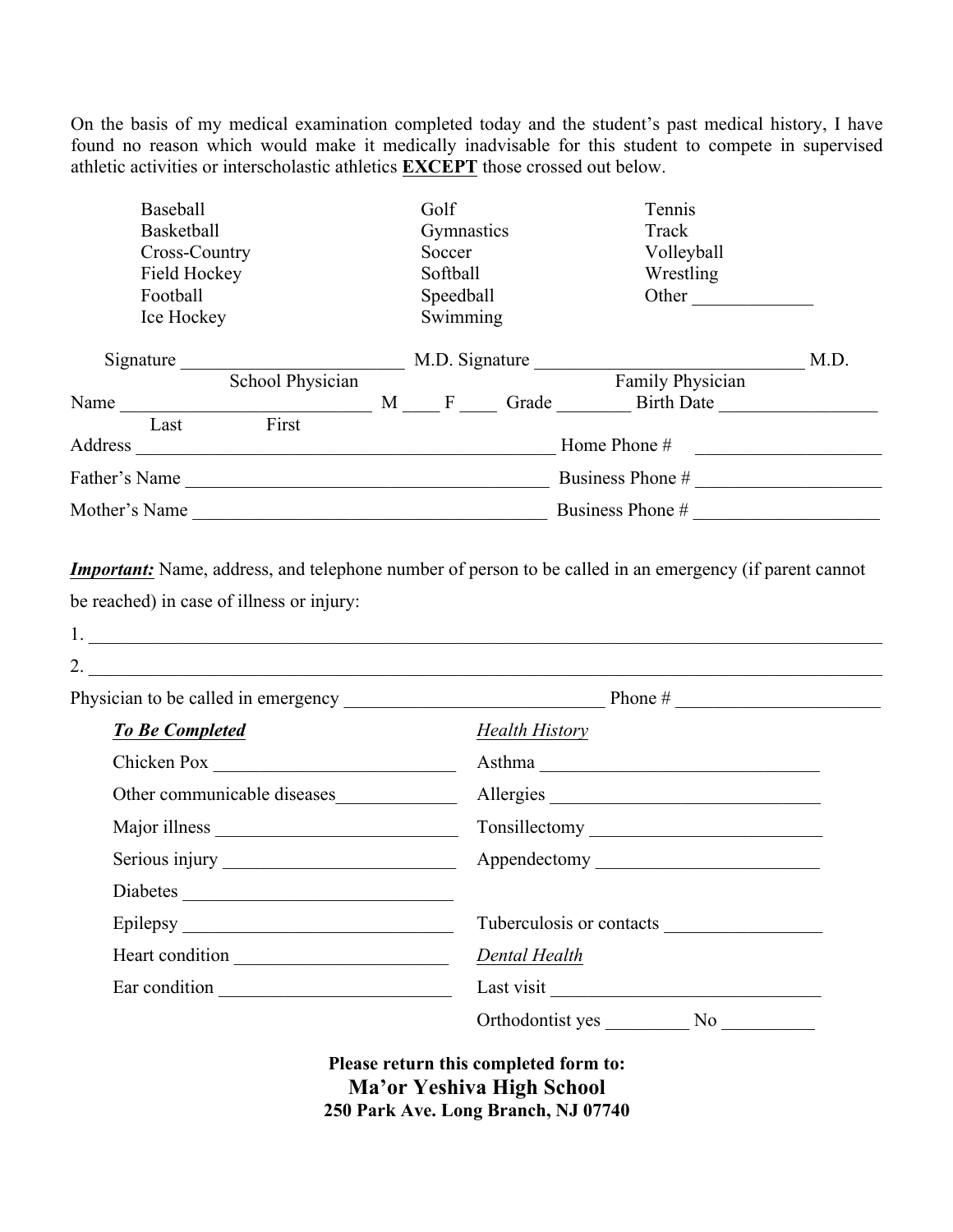On the basis of my medical examination completed today and the student's past medical history, I have found no reason which would make it medically inadvisable for this student to compete in supervised athletic activities or interscholastic athletics **EXCEPT** those crossed out below.

| | | |
|---|---|---|
| Baseball | Golf | Tennis |
| Basketball | Gymnastics | Track |
| Cross-Country | Soccer | Volleyball |
| Field Hockey | Softball | Wrestling |
| Football | Speedball | Other _____________ |
| Ice Hockey | Swimming | |

Signature _______________________ M.D. Signature ____________________________ M.D.
School Physician Family Physician

Name ___________________________ M ____ F ____ Grade ________ Birth Date _________________
Last First

Address _____________________________________________ Home Phone # ____________________

Father's Name ________________________________________ Business Phone # ____________________

Mother's Name ______________________________________ Business Phone # ____________________

***Important:*** Name, address, and telephone number of person to be called in an emergency (if parent cannot be reached) in case of illness or injury:

1. ________________________________________________________________________________

2. ________________________________________________________________________________

Physician to be called in emergency ____________________________ Phone # ______________________

| ***To Be Completed*** | *Health History* |
|---|---|
| Chicken Pox __________________________ | Asthma ______________________________ |
| Other communicable diseases_____________ | Allergies _____________________________ |
| Major illness __________________________ | Tonsillectomy _________________________ |
| Serious injury _________________________ | Appendectomy ________________________ |
| Diabetes _____________________________ | |
| Epilepsy _____________________________ | Tuberculosis or contacts _________________ |
| Heart condition _______________________ | *Dental Health* |
| Ear condition _________________________ | Last visit ____________________________ |
| | Orthodontist yes _________ No __________ |

**Please return this completed form to:**
**Ma'or Yeshiva High School**
**250 Park Ave. Long Branch, NJ 07740**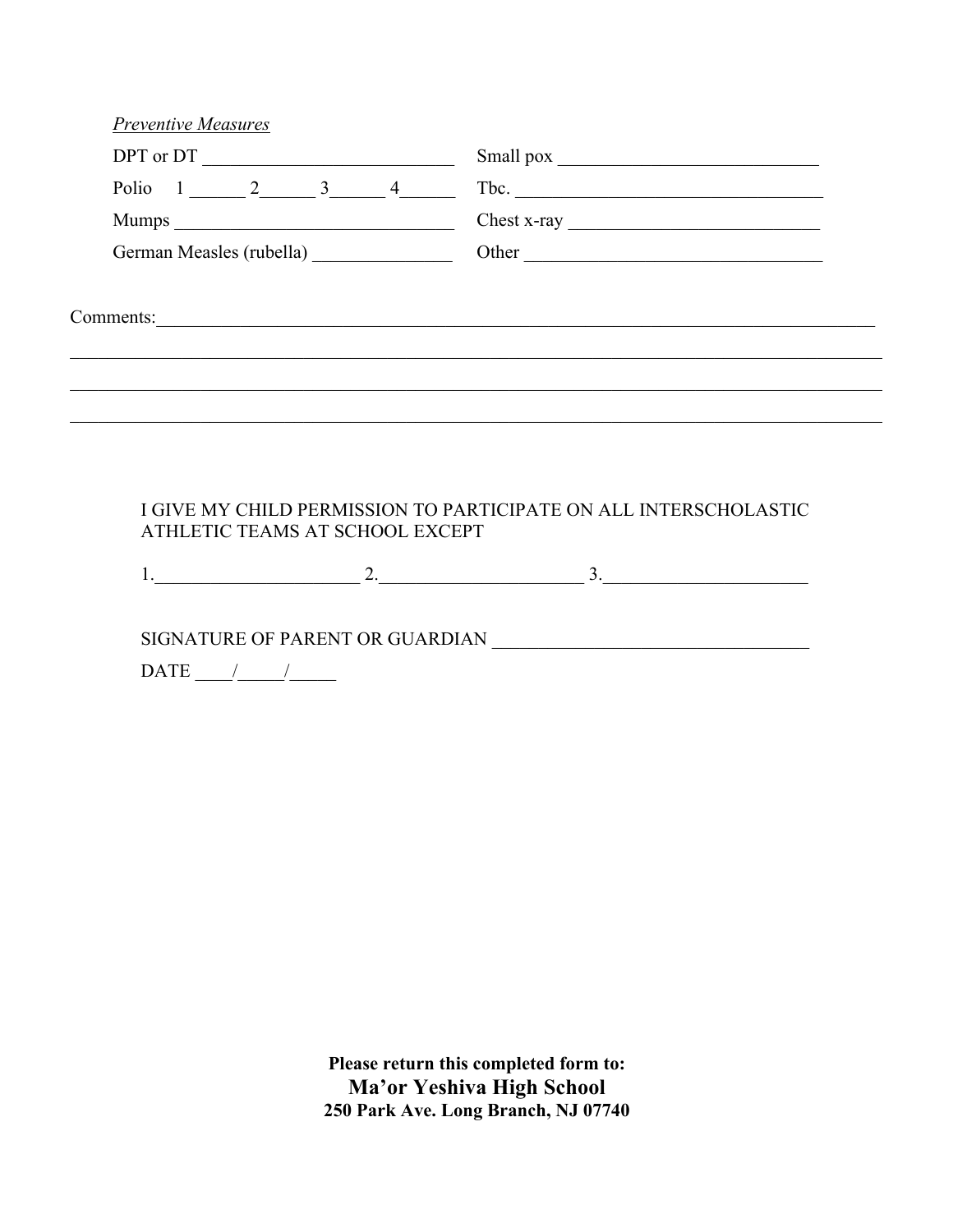*Preventive Measures*

DPT or DT ___________________________ Small pox ____________________________

Polio 1 ______ 2______ 3______ 4______ Tbc. _________________________________

Mumps ______________________________ Chest x-ray ___________________________

German Measles (rubella) _______________ Other ________________________________

Comments:_______________________________________________________________________________

_______________________________________________________________________________________

_______________________________________________________________________________________

_______________________________________________________________________________________

I GIVE MY CHILD PERMISSION TO PARTICIPATE ON ALL INTERSCHOLASTIC ATHLETIC TEAMS AT SCHOOL EXCEPT

1.______________________ 2.______________________ 3.______________________

SIGNATURE OF PARENT OR GUARDIAN __________________________________

DATE ____/_____/_____

**Please return this completed form to:**
**Ma'or Yeshiva High School**
**250 Park Ave. Long Branch, NJ 07740**